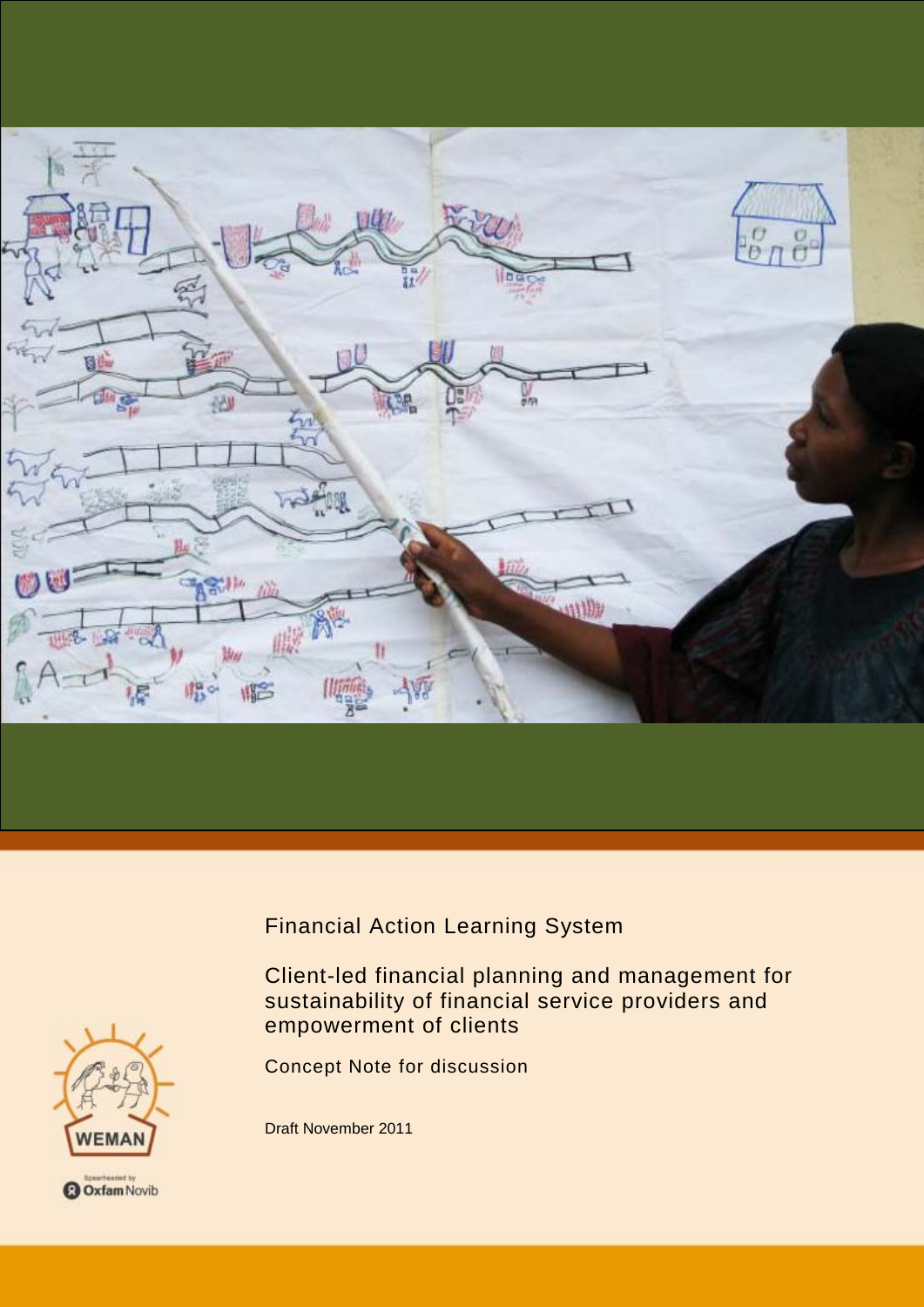# Financial Action Learning System

## Client-led financial planning and management for sustainability of financial service providers and empowerment of clients

Concept Note for discussion

Draft November 2011

WEMAN

Spearheaded by Oxfam Novib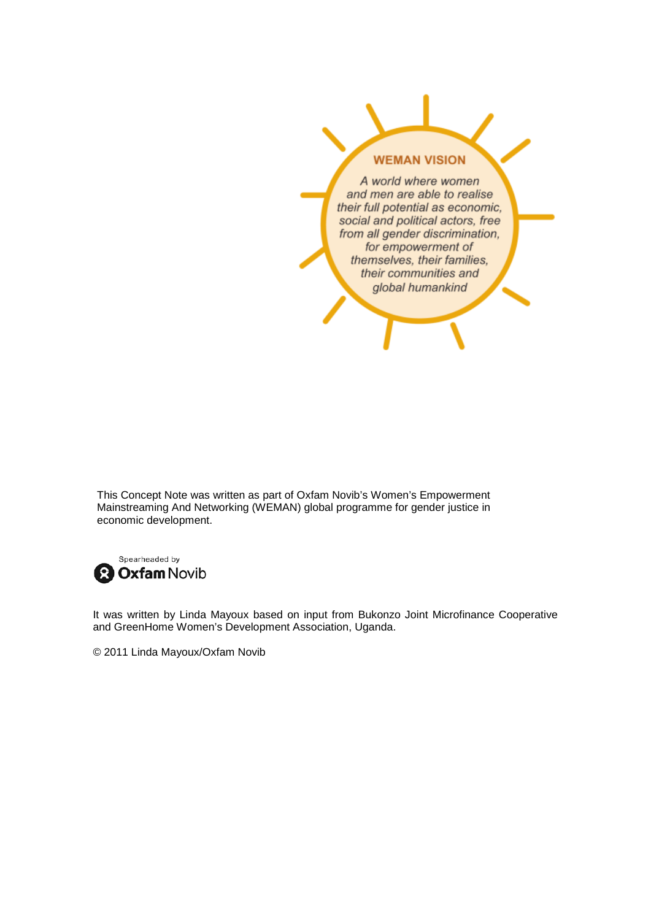**WEMAN VISION**

*A world where women and men are able to realise their full potential as economic, social and political actors, free from all gender discrimination, for empowerment of themselves, their families, their communities and global humankind*

This Concept Note was written as part of Oxfam Novib's Women's Empowerment Mainstreaming And Networking (WEMAN) global programme for gender justice in economic development.

Spearheaded by Oxfam Novib

It was written by Linda Mayoux based on input from Bukonzo Joint Microfinance Cooperative and GreenHome Women's Development Association, Uganda.

© 2011 Linda Mayoux/Oxfam Novib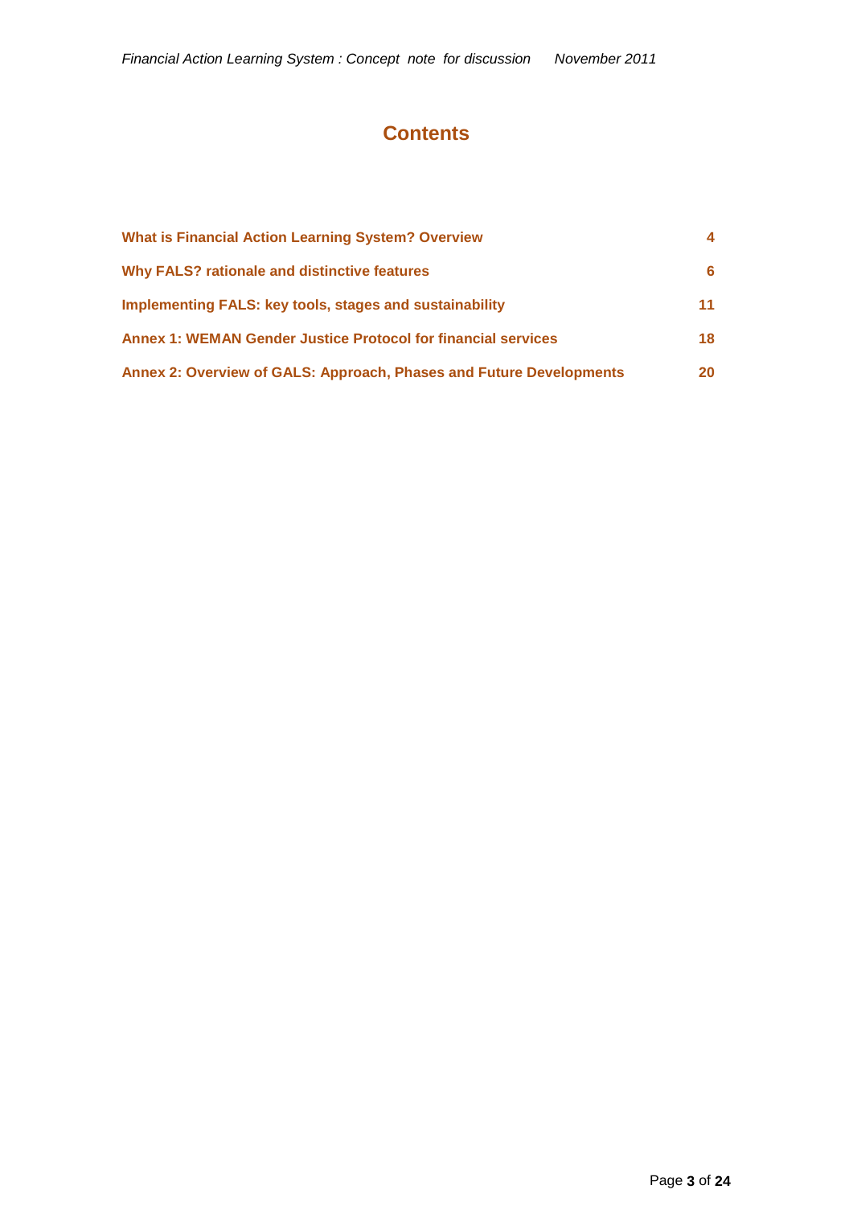# Contents

| | |
|---|---|
| **What is Financial Action Learning System? Overview** | **4** |
| **Why FALS? rationale and distinctive features** | **6** |
| **Implementing FALS: key tools, stages and sustainability** | **11** |
| **Annex 1: WEMAN Gender Justice Protocol for financial services** | **18** |
| **Annex 2: Overview of GALS: Approach, Phases and Future Developments** | **20** |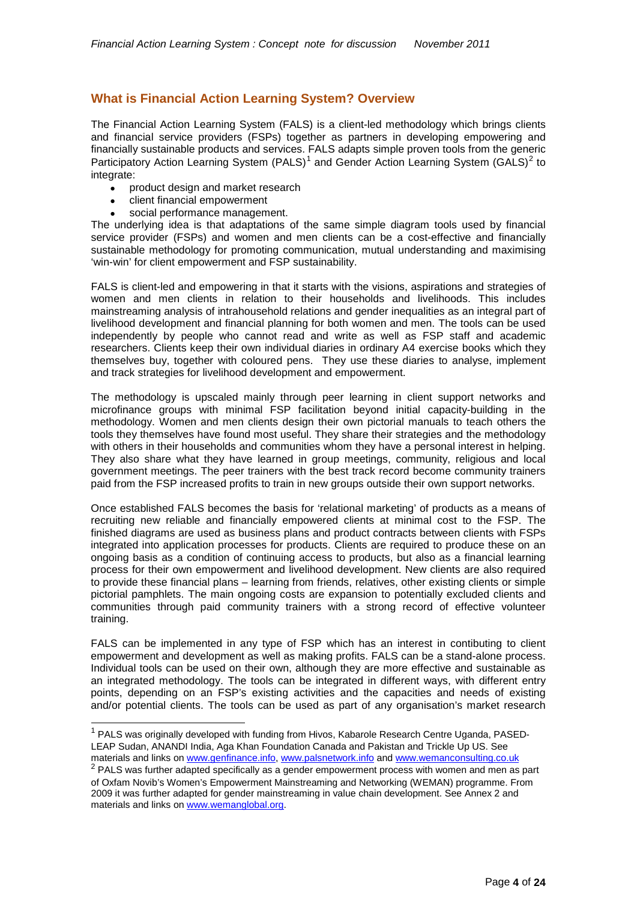## What is Financial Action Learning System? Overview

The Financial Action Learning System (FALS) is a client-led methodology which brings clients and financial service providers (FSPs) together as partners in developing empowering and financially sustainable products and services. FALS adapts simple proven tools from the generic Participatory Action Learning System (PALS)[1] and Gender Action Learning System (GALS)[2] to integrate:

- product design and market research
- client financial empowerment
- social performance management.

The underlying idea is that adaptations of the same simple diagram tools used by financial service provider (FSPs) and women and men clients can be a cost-effective and financially sustainable methodology for promoting communication, mutual understanding and maximising 'win-win' for client empowerment and FSP sustainability.

FALS is client-led and empowering in that it starts with the visions, aspirations and strategies of women and men clients in relation to their households and livelihoods. This includes mainstreaming analysis of intrahousehold relations and gender inequalities as an integral part of livelihood development and financial planning for both women and men. The tools can be used independently by people who cannot read and write as well as FSP staff and academic researchers. Clients keep their own individual diaries in ordinary A4 exercise books which they themselves buy, together with coloured pens. They use these diaries to analyse, implement and track strategies for livelihood development and empowerment.

The methodology is upscaled mainly through peer learning in client support networks and microfinance groups with minimal FSP facilitation beyond initial capacity-building in the methodology. Women and men clients design their own pictorial manuals to teach others the tools they themselves have found most useful. They share their strategies and the methodology with others in their households and communities whom they have a personal interest in helping. They also share what they have learned in group meetings, community, religious and local government meetings. The peer trainers with the best track record become community trainers paid from the FSP increased profits to train in new groups outside their own support networks.

Once established FALS becomes the basis for 'relational marketing' of products as a means of recruiting new reliable and financially empowered clients at minimal cost to the FSP. The finished diagrams are used as business plans and product contracts between clients with FSPs integrated into application processes for products. Clients are required to produce these on an ongoing basis as a condition of continuing access to products, but also as a financial learning process for their own empowerment and livelihood development. New clients are also required to provide these financial plans – learning from friends, relatives, other existing clients or simple pictorial pamphlets. The main ongoing costs are expansion to potentially excluded clients and communities through paid community trainers with a strong record of effective volunteer training.

FALS can be implemented in any type of FSP which has an interest in contibuting to client empowerment and development as well as making profits. FALS can be a stand-alone process. Individual tools can be used on their own, although they are more effective and sustainable as an integrated methodology. The tools can be integrated in different ways, with different entry points, depending on an FSP's existing activities and the capacities and needs of existing and/or potential clients. The tools can be used as part of any organisation's market research

---

[1] PALS was originally developed with funding from Hivos, Kabarole Research Centre Uganda, PASED-LEAP Sudan, ANANDI India, Aga Khan Foundation Canada and Pakistan and Trickle Up US. See materials and links on www.genfinance.info, www.palsnetwork.info and www.wemanconsulting.co.uk

[2] PALS was further adapted specifically as a gender empowerment process with women and men as part of Oxfam Novib's Women's Empowerment Mainstreaming and Networking (WEMAN) programme. From 2009 it was further adapted for gender mainstreaming in value chain development. See Annex 2 and materials and links on www.wemanglobal.org.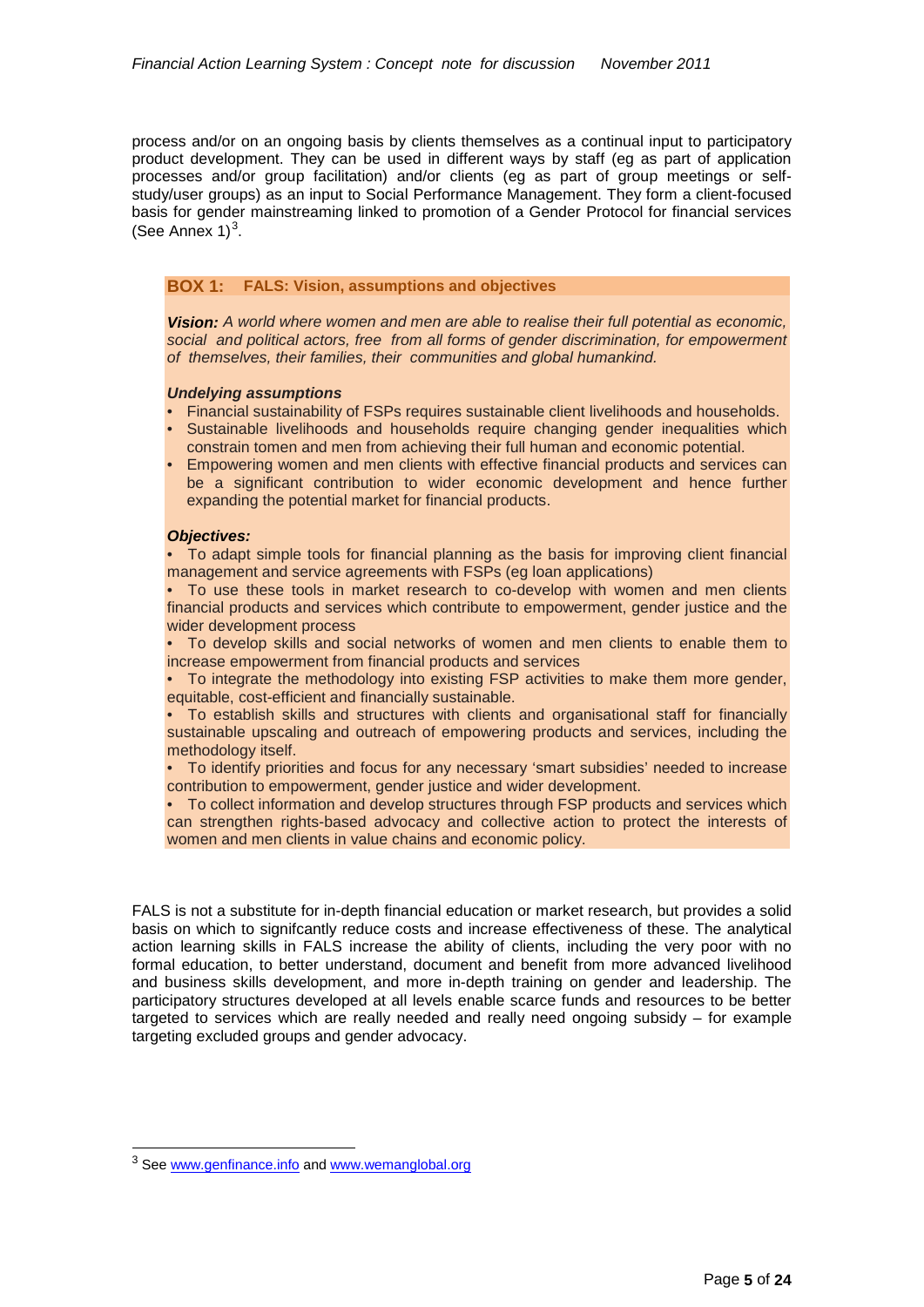process and/or on an ongoing basis by clients themselves as a continual input to participatory product development. They can be used in different ways by staff (eg as part of application processes and/or group facilitation) and/or clients (eg as part of group meetings or self-study/user groups) as an input to Social Performance Management. They form a client-focused basis for gender mainstreaming linked to promotion of a Gender Protocol for financial services (See Annex 1)[3].

**BOX 1: FALS: Vision, assumptions and objectives**

***Vision:*** *A world where women and men are able to realise their full potential as economic, social and political actors, free from all forms of gender discrimination, for empowerment of themselves, their families, their communities and global humankind.*

***Undelying assumptions***

- Financial sustainability of FSPs requires sustainable client livelihoods and households.
- Sustainable livelihoods and households require changing gender inequalities which constrain tomen and men from achieving their full human and economic potential.
- Empowering women and men clients with effective financial products and services can be a significant contribution to wider economic development and hence further expanding the potential market for financial products.

***Objectives:***

- To adapt simple tools for financial planning as the basis for improving client financial management and service agreements with FSPs (eg loan applications)
- To use these tools in market research to co-develop with women and men clients financial products and services which contribute to empowerment, gender justice and the wider development process
- To develop skills and social networks of women and men clients to enable them to increase empowerment from financial products and services
- To integrate the methodology into existing FSP activities to make them more gender, equitable, cost-efficient and financially sustainable.
- To establish skills and structures with clients and organisational staff for financially sustainable upscaling and outreach of empowering products and services, including the methodology itself.
- To identify priorities and focus for any necessary 'smart subsidies' needed to increase contribution to empowerment, gender justice and wider development.
- To collect information and develop structures through FSP products and services which can strengthen rights-based advocacy and collective action to protect the interests of women and men clients in value chains and economic policy.

FALS is not a substitute for in-depth financial education or market research, but provides a solid basis on which to signifcantly reduce costs and increase effectiveness of these. The analytical action learning skills in FALS increase the ability of clients, including the very poor with no formal education, to better understand, document and benefit from more advanced livelihood and business skills development, and more in-depth training on gender and leadership. The participatory structures developed at all levels enable scarce funds and resources to be better targeted to services which are really needed and really need ongoing subsidy – for example targeting excluded groups and gender advocacy.

[3] See www.genfinance.info and www.wemanglobal.org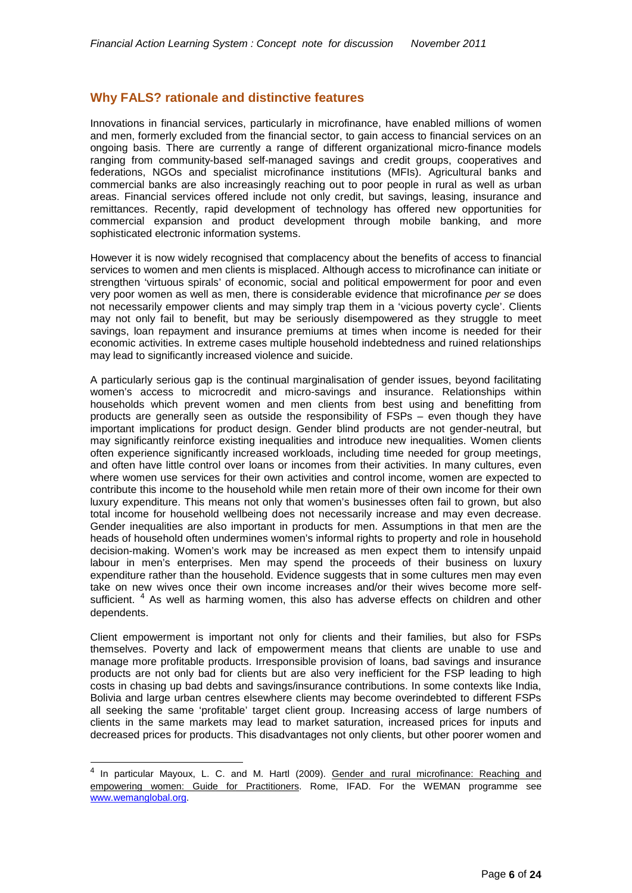## Why FALS? rationale and distinctive features

Innovations in financial services, particularly in microfinance, have enabled millions of women and men, formerly excluded from the financial sector, to gain access to financial services on an ongoing basis. There are currently a range of different organizational micro-finance models ranging from community-based self-managed savings and credit groups, cooperatives and federations, NGOs and specialist microfinance institutions (MFIs). Agricultural banks and commercial banks are also increasingly reaching out to poor people in rural as well as urban areas. Financial services offered include not only credit, but savings, leasing, insurance and remittances. Recently, rapid development of technology has offered new opportunities for commercial expansion and product development through mobile banking, and more sophisticated electronic information systems.

However it is now widely recognised that complacency about the benefits of access to financial services to women and men clients is misplaced. Although access to microfinance can initiate or strengthen 'virtuous spirals' of economic, social and political empowerment for poor and even very poor women as well as men, there is considerable evidence that microfinance *per se* does not necessarily empower clients and may simply trap them in a 'vicious poverty cycle'. Clients may not only fail to benefit, but may be seriously disempowered as they struggle to meet savings, loan repayment and insurance premiums at times when income is needed for their economic activities. In extreme cases multiple household indebtedness and ruined relationships may lead to significantly increased violence and suicide.

A particularly serious gap is the continual marginalisation of gender issues, beyond facilitating women's access to microcredit and micro-savings and insurance. Relationships within households which prevent women and men clients from best using and benefitting from products are generally seen as outside the responsibility of FSPs – even though they have important implications for product design. Gender blind products are not gender-neutral, but may significantly reinforce existing inequalities and introduce new inequalities. Women clients often experience significantly increased workloads, including time needed for group meetings, and often have little control over loans or incomes from their activities. In many cultures, even where women use services for their own activities and control income, women are expected to contribute this income to the household while men retain more of their own income for their own luxury expenditure. This means not only that women's businesses often fail to grown, but also total income for household wellbeing does not necessarily increase and may even decrease. Gender inequalities are also important in products for men. Assumptions in that men are the heads of household often undermines women's informal rights to property and role in household decision-making. Women's work may be increased as men expect them to intensify unpaid labour in men's enterprises. Men may spend the proceeds of their business on luxury expenditure rather than the household. Evidence suggests that in some cultures men may even take on new wives once their own income increases and/or their wives become more self-sufficient. [4] As well as harming women, this also has adverse effects on children and other dependents.

Client empowerment is important not only for clients and their families, but also for FSPs themselves. Poverty and lack of empowerment means that clients are unable to use and manage more profitable products. Irresponsible provision of loans, bad savings and insurance products are not only bad for clients but are also very inefficient for the FSP leading to high costs in chasing up bad debts and savings/insurance contributions. In some contexts like India, Bolivia and large urban centres elsewhere clients may become overindebted to different FSPs all seeking the same 'profitable' target client group. Increasing access of large numbers of clients in the same markets may lead to market saturation, increased prices for inputs and decreased prices for products. This disadvantages not only clients, but other poorer women and

---

[4] In particular Mayoux, L. C. and M. Hartl (2009). Gender and rural microfinance: Reaching and empowering women: Guide for Practitioners. Rome, IFAD. For the WEMAN programme see www.wemanglobal.org.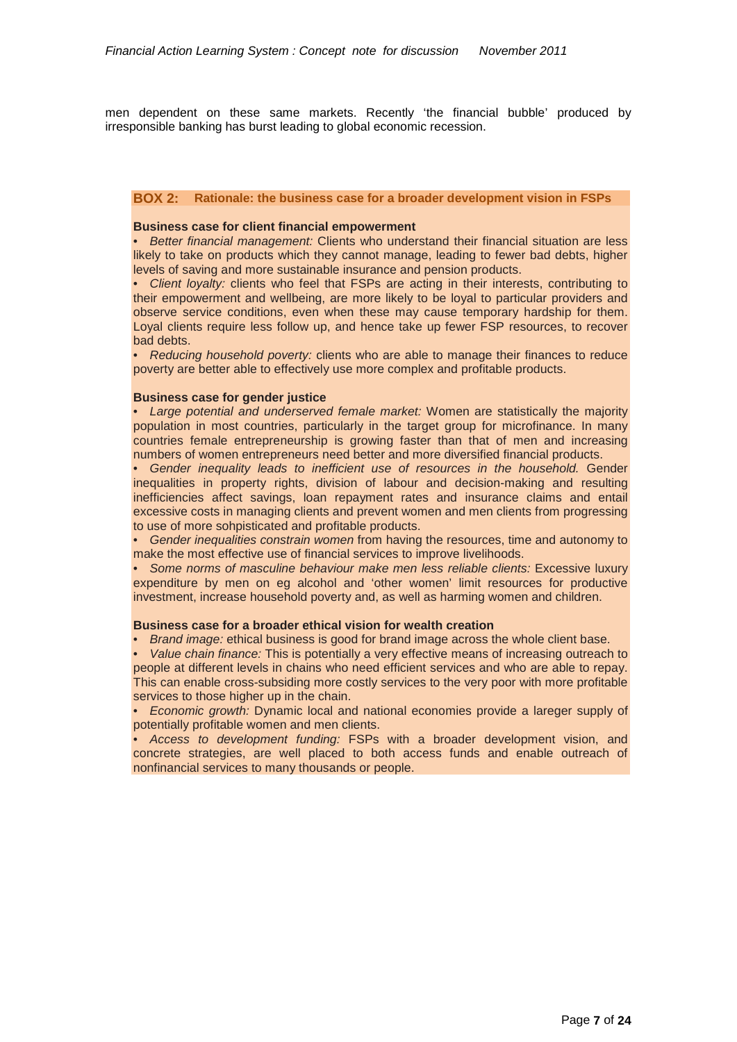men dependent on these same markets. Recently 'the financial bubble' produced by irresponsible banking has burst leading to global economic recession.

**BOX 2: Rationale: the business case for a broader development vision in FSPs**

**Business case for client financial empowerment**

- *Better financial management:* Clients who understand their financial situation are less likely to take on products which they cannot manage, leading to fewer bad debts, higher levels of saving and more sustainable insurance and pension products.
- *Client loyalty:* clients who feel that FSPs are acting in their interests, contributing to their empowerment and wellbeing, are more likely to be loyal to particular providers and observe service conditions, even when these may cause temporary hardship for them. Loyal clients require less follow up, and hence take up fewer FSP resources, to recover bad debts.
- *Reducing household poverty:* clients who are able to manage their finances to reduce poverty are better able to effectively use more complex and profitable products.

**Business case for gender justice**

- *Large potential and underserved female market:* Women are statistically the majority population in most countries, particularly in the target group for microfinance. In many countries female entrepreneurship is growing faster than that of men and increasing numbers of women entrepreneurs need better and more diversified financial products.
- *Gender inequality leads to inefficient use of resources in the household.* Gender inequalities in property rights, division of labour and decision-making and resulting inefficiencies affect savings, loan repayment rates and insurance claims and entail excessive costs in managing clients and prevent women and men clients from progressing to use of more sohpisticated and profitable products.
- *Gender inequalities constrain women* from having the resources, time and autonomy to make the most effective use of financial services to improve livelihoods.
- *Some norms of masculine behaviour make men less reliable clients:* Excessive luxury expenditure by men on eg alcohol and 'other women' limit resources for productive investment, increase household poverty and, as well as harming women and children.

**Business case for a broader ethical vision for wealth creation**

- *Brand image:* ethical business is good for brand image across the whole client base.
- *Value chain finance:* This is potentially a very effective means of increasing outreach to people at different levels in chains who need efficient services and who are able to repay. This can enable cross-subsiding more costly services to the very poor with more profitable services to those higher up in the chain.
- *Economic growth:* Dynamic local and national economies provide a lareger supply of potentially profitable women and men clients.
- *Access to development funding:* FSPs with a broader development vision, and concrete strategies, are well placed to both access funds and enable outreach of nonfinancial services to many thousands or people.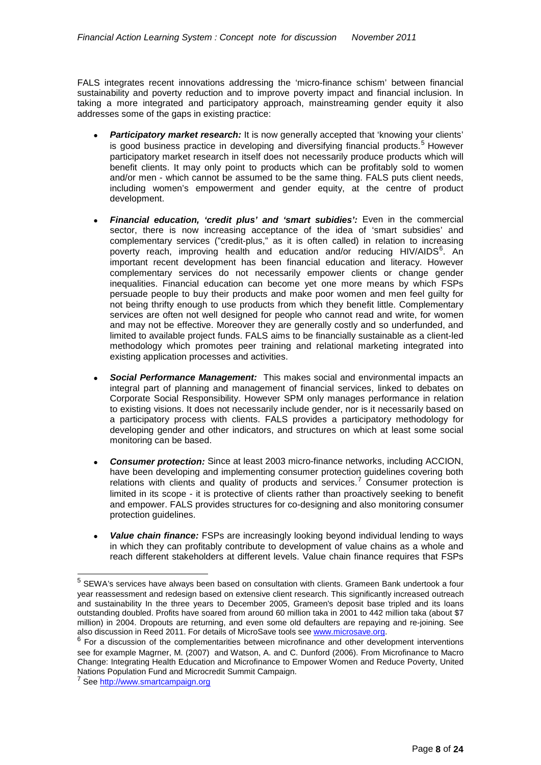FALS integrates recent innovations addressing the 'micro-finance schism' between financial sustainability and poverty reduction and to improve poverty impact and financial inclusion. In taking a more integrated and participatory approach, mainstreaming gender equity it also addresses some of the gaps in existing practice:

- ***Participatory market research:*** It is now generally accepted that 'knowing your clients' is good business practice in developing and diversifying financial products.[5] However participatory market research in itself does not necessarily produce products which will benefit clients. It may only point to products which can be profitably sold to women and/or men - which cannot be assumed to be the same thing. FALS puts client needs, including women's empowerment and gender equity, at the centre of product development.
- ***Financial education, 'credit plus' and 'smart subidies':*** Even in the commercial sector, there is now increasing acceptance of the idea of 'smart subsidies' and complementary services ("credit-plus," as it is often called) in relation to increasing poverty reach, improving health and education and/or reducing HIV/AIDS[6]. An important recent development has been financial education and literacy. However complementary services do not necessarily empower clients or change gender inequalities. Financial education can become yet one more means by which FSPs persuade people to buy their products and make poor women and men feel guilty for not being thrifty enough to use products from which they benefit little. Complementary services are often not well designed for people who cannot read and write, for women and may not be effective. Moreover they are generally costly and so underfunded, and limited to available project funds. FALS aims to be financially sustainable as a client-led methodology which promotes peer training and relational marketing integrated into existing application processes and activities.
- ***Social Performance Management:*** This makes social and environmental impacts an integral part of planning and management of financial services, linked to debates on Corporate Social Responsibility. However SPM only manages performance in relation to existing visions. It does not necessarily include gender, nor is it necessarily based on a participatory process with clients. FALS provides a participatory methodology for developing gender and other indicators, and structures on which at least some social monitoring can be based.
- ***Consumer protection:*** Since at least 2003 micro-finance networks, including ACCION, have been developing and implementing consumer protection guidelines covering both relations with clients and quality of products and services.[7] Consumer protection is limited in its scope - it is protective of clients rather than proactively seeking to benefit and empower. FALS provides structures for co-designing and also monitoring consumer protection guidelines.
- ***Value chain finance:*** FSPs are increasingly looking beyond individual lending to ways in which they can profitably contribute to development of value chains as a whole and reach different stakeholders at different levels. Value chain finance requires that FSPs

---

[5] SEWA's services have always been based on consultation with clients. Grameen Bank undertook a four year reassessment and redesign based on extensive client research. This significantly increased outreach and sustainability In the three years to December 2005, Grameen's deposit base tripled and its loans outstanding doubled. Profits have soared from around 60 million taka in 2001 to 442 million taka (about $7 million) in 2004. Dropouts are returning, and even some old defaulters are repaying and re-joining. See also discussion in Reed 2011. For details of MicroSave tools see www.microsave.org.

[6] For a discussion of the complementarities between microfinance and other development interventions see for example Magrner, M. (2007) and Watson, A. and C. Dunford (2006). From Microfinance to Macro Change: Integrating Health Education and Microfinance to Empower Women and Reduce Poverty, United Nations Population Fund and Microcredit Summit Campaign.

[7] See http://www.smartcampaign.org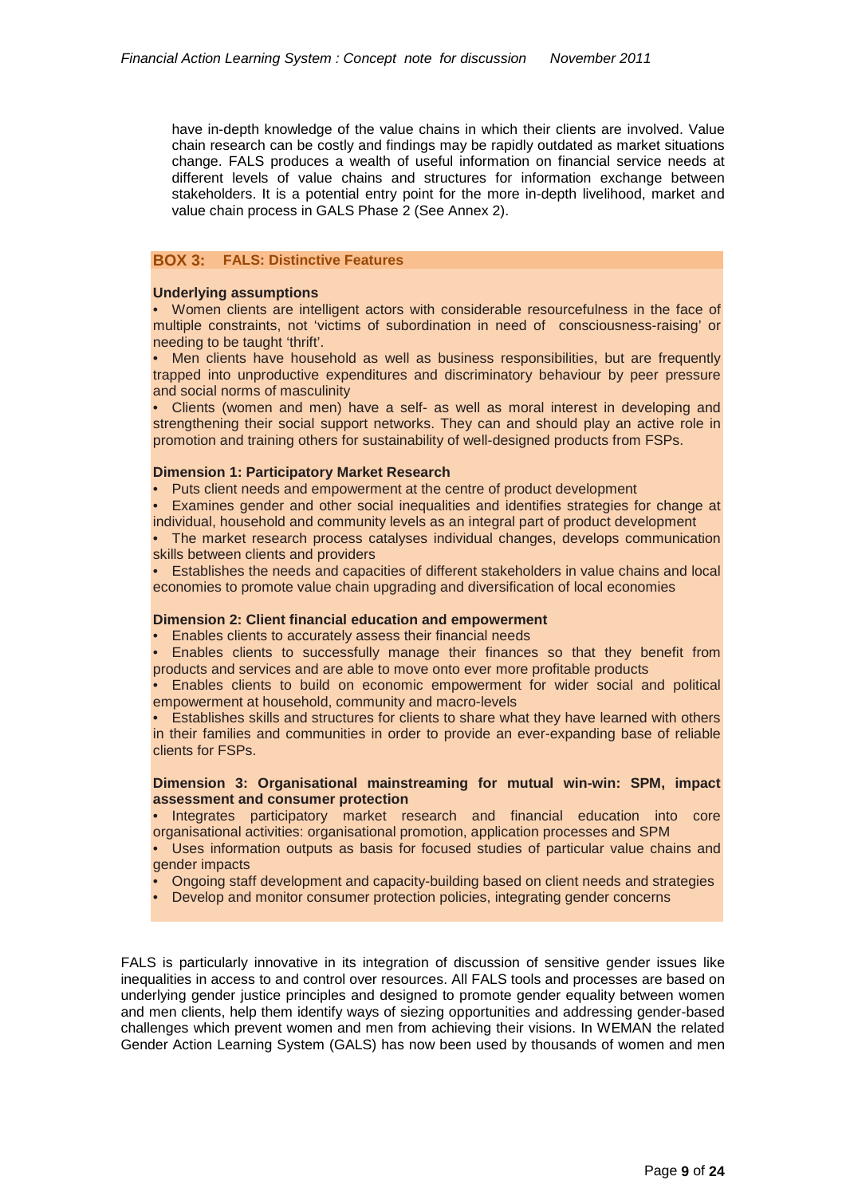have in-depth knowledge of the value chains in which their clients are involved. Value chain research can be costly and findings may be rapidly outdated as market situations change. FALS produces a wealth of useful information on financial service needs at different levels of value chains and structures for information exchange between stakeholders. It is a potential entry point for the more in-depth livelihood, market and value chain process in GALS Phase 2 (See Annex 2).

**BOX 3: FALS: Distinctive Features**

**Underlying assumptions**

- Women clients are intelligent actors with considerable resourcefulness in the face of multiple constraints, not 'victims of subordination in need of consciousness-raising' or needing to be taught 'thrift'.
- Men clients have household as well as business responsibilities, but are frequently trapped into unproductive expenditures and discriminatory behaviour by peer pressure and social norms of masculinity
- Clients (women and men) have a self- as well as moral interest in developing and strengthening their social support networks. They can and should play an active role in promotion and training others for sustainability of well-designed products from FSPs.

**Dimension 1: Participatory Market Research**

- Puts client needs and empowerment at the centre of product development
- Examines gender and other social inequalities and identifies strategies for change at individual, household and community levels as an integral part of product development
- The market research process catalyses individual changes, develops communication skills between clients and providers
- Establishes the needs and capacities of different stakeholders in value chains and local economies to promote value chain upgrading and diversification of local economies

**Dimension 2: Client financial education and empowerment**

- Enables clients to accurately assess their financial needs
- Enables clients to successfully manage their finances so that they benefit from products and services and are able to move onto ever more profitable products
- Enables clients to build on economic empowerment for wider social and political empowerment at household, community and macro-levels
- Establishes skills and structures for clients to share what they have learned with others in their families and communities in order to provide an ever-expanding base of reliable clients for FSPs.

**Dimension 3: Organisational mainstreaming for mutual win-win: SPM, impact assessment and consumer protection**

- Integrates participatory market research and financial education into core organisational activities: organisational promotion, application processes and SPM
- Uses information outputs as basis for focused studies of particular value chains and gender impacts
- Ongoing staff development and capacity-building based on client needs and strategies
- Develop and monitor consumer protection policies, integrating gender concerns

FALS is particularly innovative in its integration of discussion of sensitive gender issues like inequalities in access to and control over resources. All FALS tools and processes are based on underlying gender justice principles and designed to promote gender equality between women and men clients, help them identify ways of siezing opportunities and addressing gender-based challenges which prevent women and men from achieving their visions. In WEMAN the related Gender Action Learning System (GALS) has now been used by thousands of women and men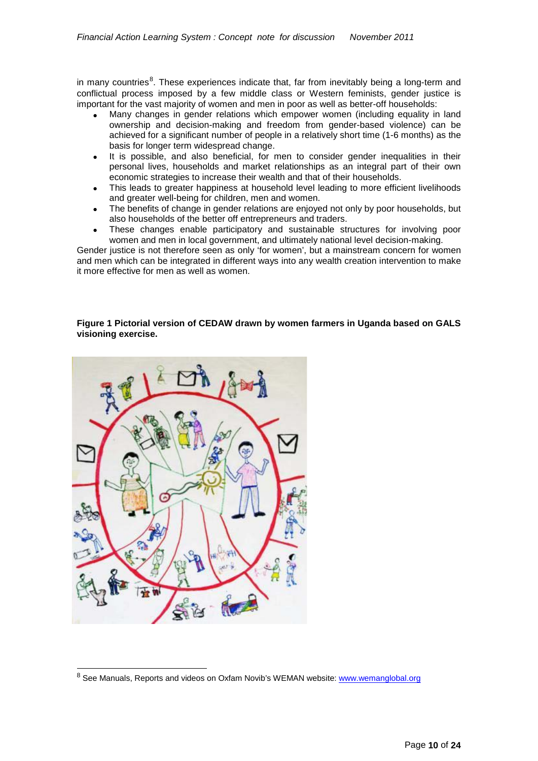in many countries[8]. These experiences indicate that, far from inevitably being a long-term and conflictual process imposed by a few middle class or Western feminists, gender justice is important for the vast majority of women and men in poor as well as better-off households:

- Many changes in gender relations which empower women (including equality in land ownership and decision-making and freedom from gender-based violence) can be achieved for a significant number of people in a relatively short time (1-6 months) as the basis for longer term widespread change.
- It is possible, and also beneficial, for men to consider gender inequalities in their personal lives, households and market relationships as an integral part of their own economic strategies to increase their wealth and that of their households.
- This leads to greater happiness at household level leading to more efficient livelihoods and greater well-being for children, men and women.
- The benefits of change in gender relations are enjoyed not only by poor households, but also households of the better off entrepreneurs and traders.
- These changes enable participatory and sustainable structures for involving poor women and men in local government, and ultimately national level decision-making.

Gender justice is not therefore seen as only 'for women', but a mainstream concern for women and men which can be integrated in different ways into any wealth creation intervention to make it more effective for men as well as women.

**Figure 1 Pictorial version of CEDAW drawn by women farmers in Uganda based on GALS visioning exercise.**

[8] See Manuals, Reports and videos on Oxfam Novib's WEMAN website: www.wemanglobal.org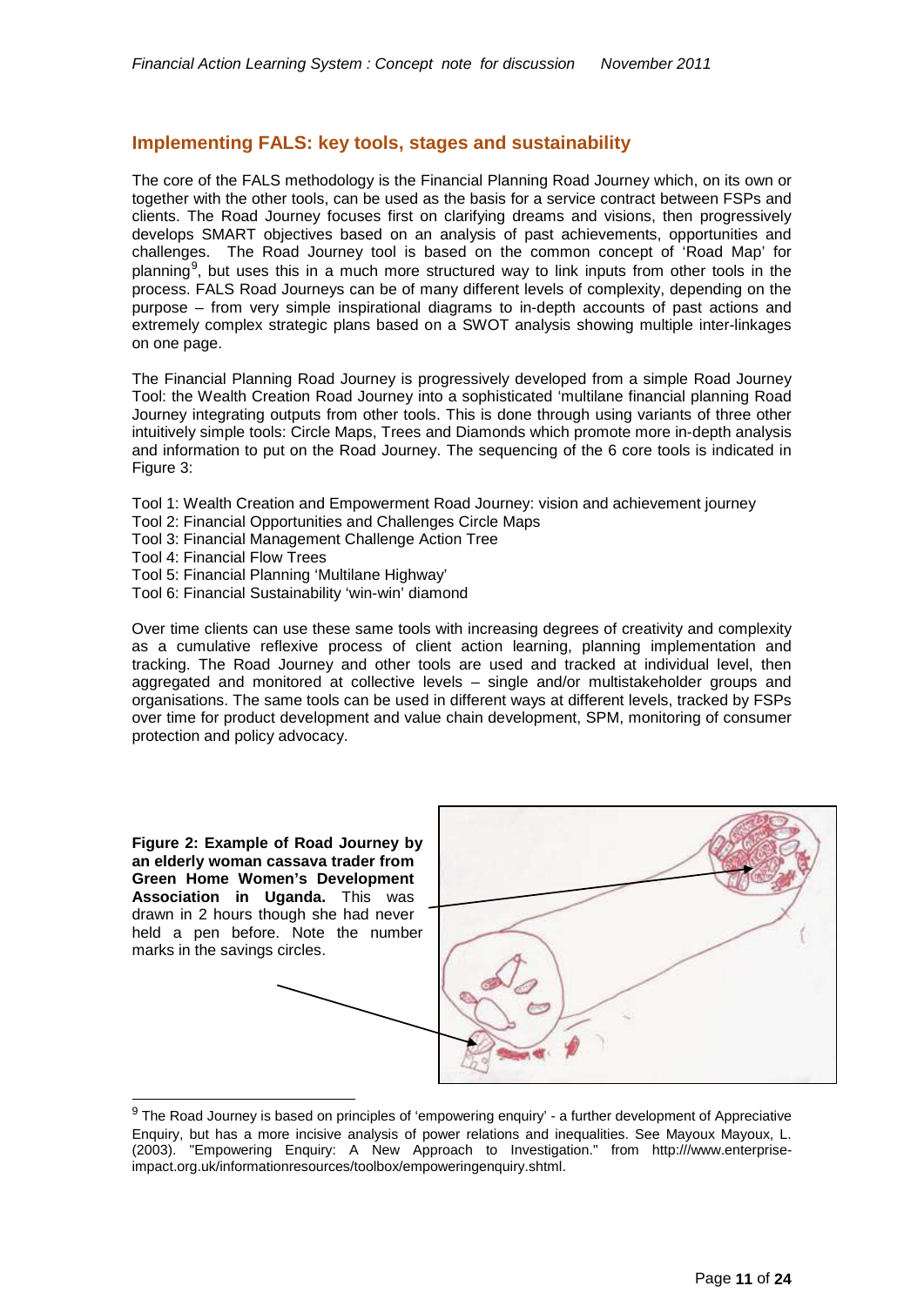## Implementing FALS: key tools, stages and sustainability

The core of the FALS methodology is the Financial Planning Road Journey which, on its own or together with the other tools, can be used as the basis for a service contract between FSPs and clients. The Road Journey focuses first on clarifying dreams and visions, then progressively develops SMART objectives based on an analysis of past achievements, opportunities and challenges. The Road Journey tool is based on the common concept of 'Road Map' for planning[9], but uses this in a much more structured way to link inputs from other tools in the process. FALS Road Journeys can be of many different levels of complexity, depending on the purpose – from very simple inspirational diagrams to in-depth accounts of past actions and extremely complex strategic plans based on a SWOT analysis showing multiple inter-linkages on one page.

The Financial Planning Road Journey is progressively developed from a simple Road Journey Tool: the Wealth Creation Road Journey into a sophisticated 'multilane financial planning Road Journey integrating outputs from other tools. This is done through using variants of three other intuitively simple tools: Circle Maps, Trees and Diamonds which promote more in-depth analysis and information to put on the Road Journey. The sequencing of the 6 core tools is indicated in Figure 3:

- Tool 1: Wealth Creation and Empowerment Road Journey: vision and achievement journey
- Tool 2: Financial Opportunities and Challenges Circle Maps
- Tool 3: Financial Management Challenge Action Tree
- Tool 4: Financial Flow Trees
- Tool 5: Financial Planning 'Multilane Highway'
- Tool 6: Financial Sustainability 'win-win' diamond

Over time clients can use these same tools with increasing degrees of creativity and complexity as a cumulative reflexive process of client action learning, planning implementation and tracking. The Road Journey and other tools are used and tracked at individual level, then aggregated and monitored at collective levels – single and/or multistakeholder groups and organisations. The same tools can be used in different ways at different levels, tracked by FSPs over time for product development and value chain development, SPM, monitoring of consumer protection and policy advocacy.

**Figure 2: Example of Road Journey by an elderly woman cassava trader from Green Home Women's Development Association in Uganda.** This was drawn in 2 hours though she had never held a pen before. Note the number marks in the savings circles.

[9] The Road Journey is based on principles of 'empowering enquiry' - a further development of Appreciative Enquiry, but has a more incisive analysis of power relations and inequalities. See Mayoux Mayoux, L. (2003). "Empowering Enquiry: A New Approach to Investigation." from http:///www.enterprise-impact.org.uk/informationresources/toolbox/empoweringenquiry.shtml.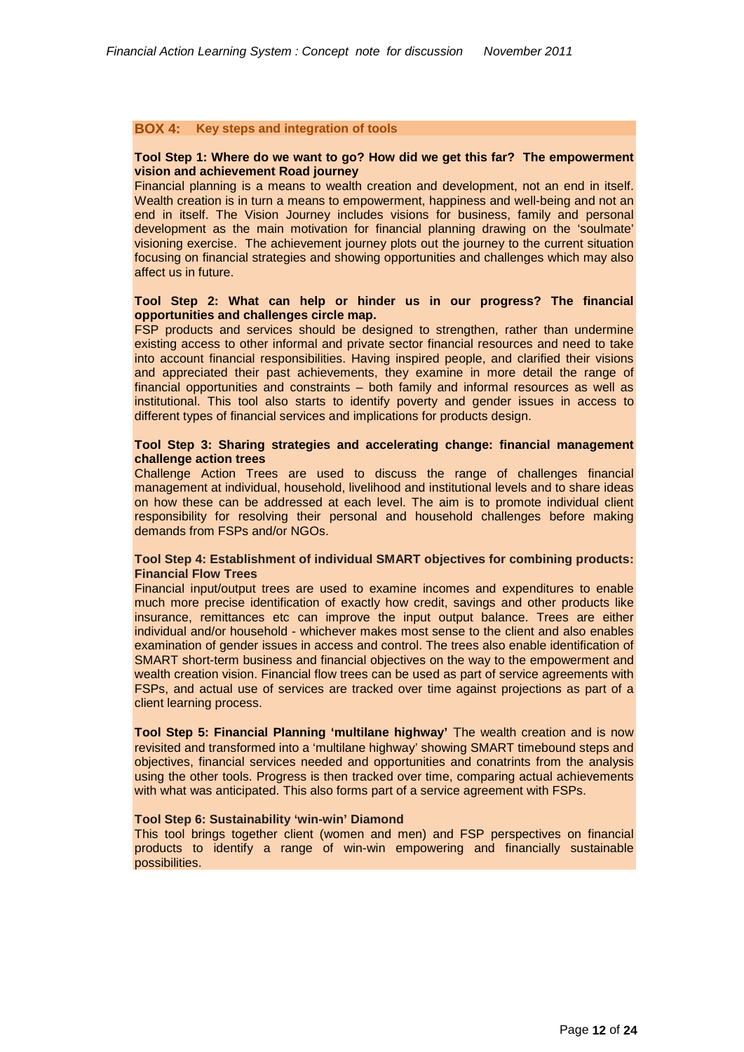**BOX 4: Key steps and integration of tools**

**Tool Step 1: Where do we want to go? How did we get this far? The empowerment vision and achievement Road journey**

Financial planning is a means to wealth creation and development, not an end in itself. Wealth creation is in turn a means to empowerment, happiness and well-being and not an end in itself. The Vision Journey includes visions for business, family and personal development as the main motivation for financial planning drawing on the 'soulmate' visioning exercise. The achievement journey plots out the journey to the current situation focusing on financial strategies and showing opportunities and challenges which may also affect us in future.

**Tool Step 2: What can help or hinder us in our progress? The financial opportunities and challenges circle map.**

FSP products and services should be designed to strengthen, rather than undermine existing access to other informal and private sector financial resources and need to take into account financial responsibilities. Having inspired people, and clarified their visions and appreciated their past achievements, they examine in more detail the range of financial opportunities and constraints – both family and informal resources as well as institutional. This tool also starts to identify poverty and gender issues in access to different types of financial services and implications for products design.

**Tool Step 3: Sharing strategies and accelerating change: financial management challenge action trees**

Challenge Action Trees are used to discuss the range of challenges financial management at individual, household, livelihood and institutional levels and to share ideas on how these can be addressed at each level. The aim is to promote individual client responsibility for resolving their personal and household challenges before making demands from FSPs and/or NGOs.

**Tool Step 4: Establishment of individual SMART objectives for combining products: Financial Flow Trees**

Financial input/output trees are used to examine incomes and expenditures to enable much more precise identification of exactly how credit, savings and other products like insurance, remittances etc can improve the input output balance. Trees are either individual and/or household - whichever makes most sense to the client and also enables examination of gender issues in access and control. The trees also enable identification of SMART short-term business and financial objectives on the way to the empowerment and wealth creation vision. Financial flow trees can be used as part of service agreements with FSPs, and actual use of services are tracked over time against projections as part of a client learning process.

**Tool Step 5: Financial Planning 'multilane highway'** The wealth creation and is now revisited and transformed into a 'multilane highway' showing SMART timebound steps and objectives, financial services needed and opportunities and conatrints from the analysis using the other tools. Progress is then tracked over time, comparing actual achievements with what was anticipated. This also forms part of a service agreement with FSPs.

**Tool Step 6: Sustainability 'win-win' Diamond**

This tool brings together client (women and men) and FSP perspectives on financial products to identify a range of win-win empowering and financially sustainable possibilities.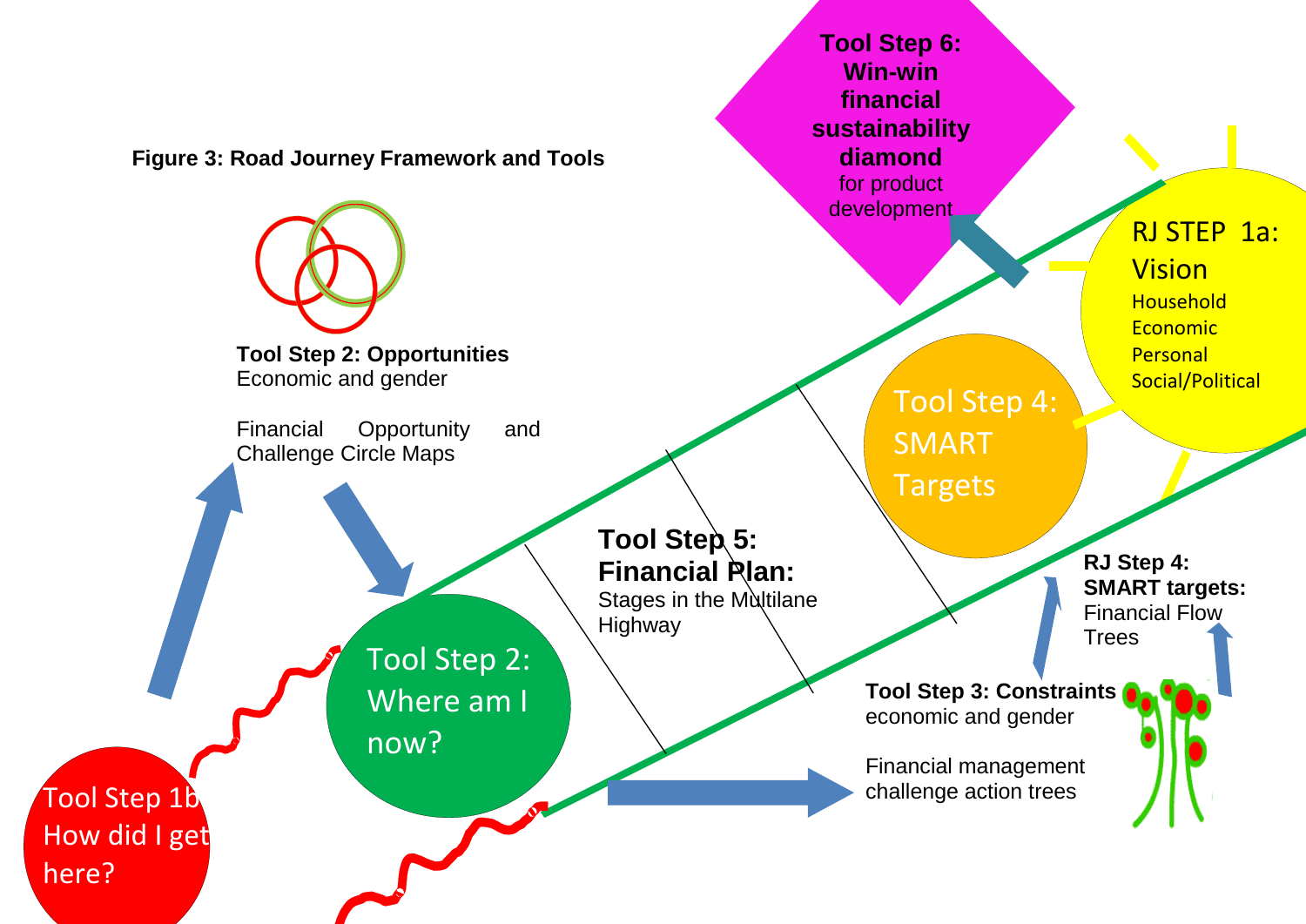**Figure 3: Road Journey Framework and Tools**

**Tool Step 2: Opportunities**
Economic and gender

Financial Opportunity and Challenge Circle Maps

Tool Step 1b: How did I get here?

Tool Step 2: Where am I now?

**Tool Step 5: Financial Plan:**
Stages in the Multilane Highway

**Tool Step 6: Win-win financial sustainability diamond** for product development

Tool Step 4: SMART Targets

RJ STEP 1a: Vision
Household
Economic
Personal
Social/Political

**RJ Step 4: SMART targets:**
Financial Flow Trees

**Tool Step 3: Constraints** economic and gender

Financial management challenge action trees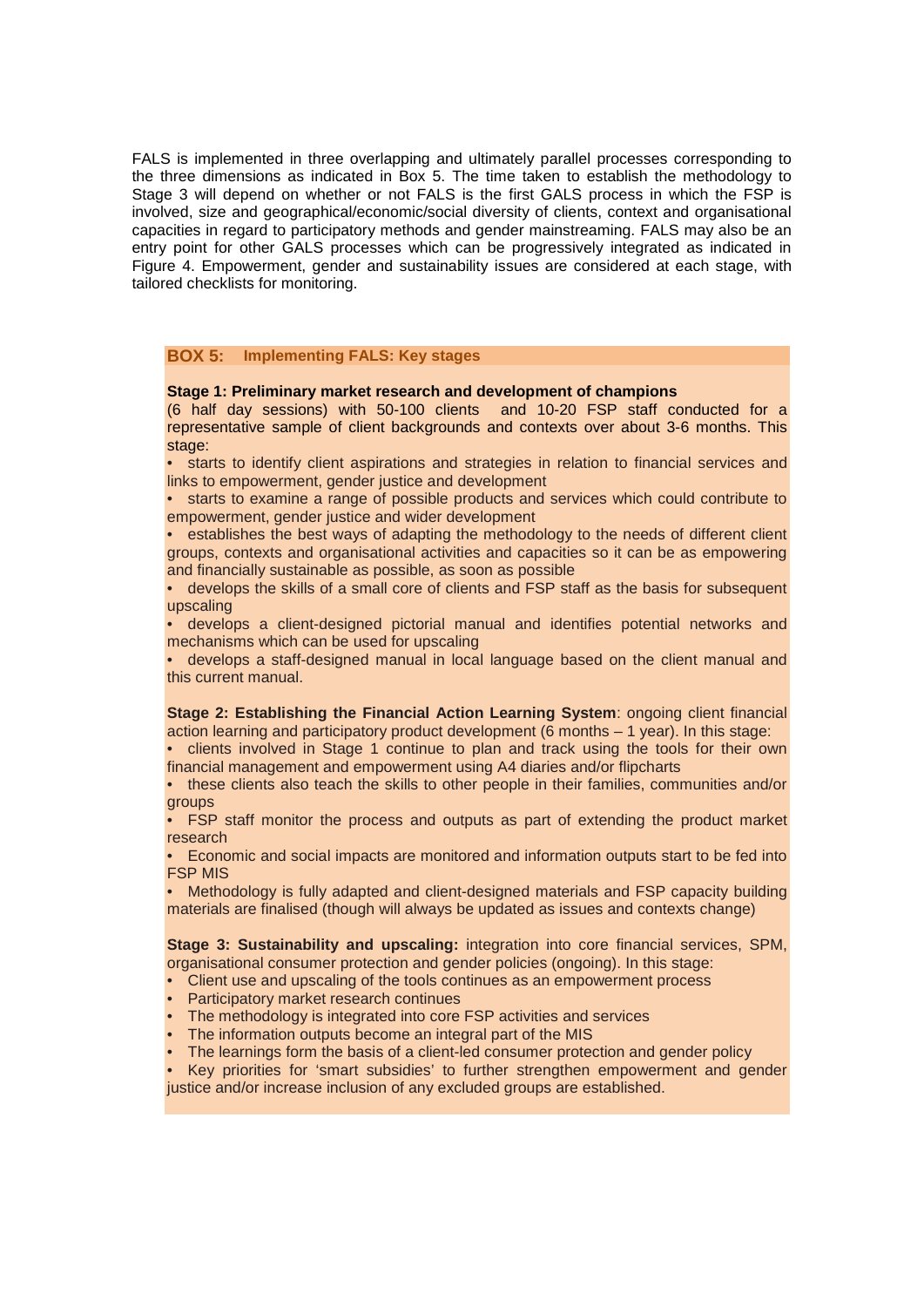FALS is implemented in three overlapping and ultimately parallel processes corresponding to the three dimensions as indicated in Box 5. The time taken to establish the methodology to Stage 3 will depend on whether or not FALS is the first GALS process in which the FSP is involved, size and geographical/economic/social diversity of clients, context and organisational capacities in regard to participatory methods and gender mainstreaming. FALS may also be an entry point for other GALS processes which can be progressively integrated as indicated in Figure 4. Empowerment, gender and sustainability issues are considered at each stage, with tailored checklists for monitoring.

**BOX 5: Implementing FALS: Key stages**

**Stage 1: Preliminary market research and development of champions** (6 half day sessions) with 50-100 clients and 10-20 FSP staff conducted for a representative sample of client backgrounds and contexts over about 3-6 months. This stage:

- starts to identify client aspirations and strategies in relation to financial services and links to empowerment, gender justice and development
- starts to examine a range of possible products and services which could contribute to empowerment, gender justice and wider development
- establishes the best ways of adapting the methodology to the needs of different client groups, contexts and organisational activities and capacities so it can be as empowering and financially sustainable as possible, as soon as possible
- develops the skills of a small core of clients and FSP staff as the basis for subsequent upscaling
- develops a client-designed pictorial manual and identifies potential networks and mechanisms which can be used for upscaling
- develops a staff-designed manual in local language based on the client manual and this current manual.

**Stage 2: Establishing the Financial Action Learning System**: ongoing client financial action learning and participatory product development (6 months – 1 year). In this stage:

- clients involved in Stage 1 continue to plan and track using the tools for their own financial management and empowerment using A4 diaries and/or flipcharts
- these clients also teach the skills to other people in their families, communities and/or groups
- FSP staff monitor the process and outputs as part of extending the product market research
- Economic and social impacts are monitored and information outputs start to be fed into FSP MIS
- Methodology is fully adapted and client-designed materials and FSP capacity building materials are finalised (though will always be updated as issues and contexts change)

**Stage 3: Sustainability and upscaling:** integration into core financial services, SPM, organisational consumer protection and gender policies (ongoing). In this stage:

- Client use and upscaling of the tools continues as an empowerment process
- Participatory market research continues
- The methodology is integrated into core FSP activities and services
- The information outputs become an integral part of the MIS
- The learnings form the basis of a client-led consumer protection and gender policy
- Key priorities for 'smart subsidies' to further strengthen empowerment and gender justice and/or increase inclusion of any excluded groups are established.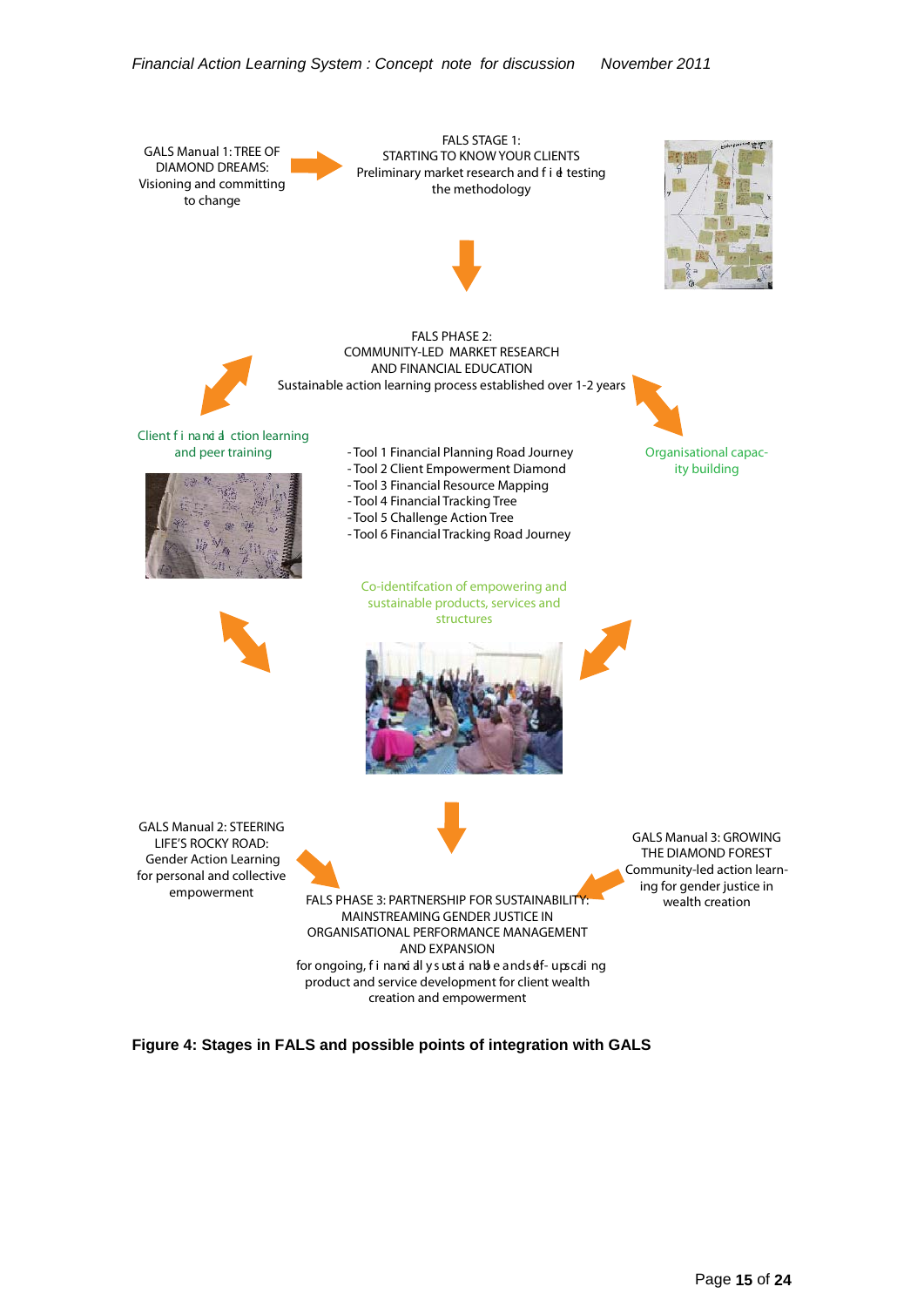GALS Manual 1: TREE OF DIAMOND DREAMS: Visioning and committing to change

FALS STAGE 1:
STARTING TO KNOW YOUR CLIENTS
Preliminary market research and field testing the methodology

FALS PHASE 2:
COMMUNITY-LED MARKET RESEARCH
AND FINANCIAL EDUCATION
Sustainable action learning process established over 1-2 years

Client financial action learning and peer training

- Tool 1 Financial Planning Road Journey
- Tool 2 Client Empowerment Diamond
- Tool 3 Financial Resource Mapping
- Tool 4 Financial Tracking Tree
- Tool 5 Challenge Action Tree
- Tool 6 Financial Tracking Road Journey

Organisational capacity building

Co-identifcation of empowering and sustainable products, services and structures

GALS Manual 2: STEERING LIFE'S ROCKY ROAD: Gender Action Learning for personal and collective empowerment

GALS Manual 3: GROWING THE DIAMOND FOREST Community-led action learning for gender justice in wealth creation

FALS PHASE 3: PARTNERSHIP FOR SUSTAINABILITY:
MAINSTREAMING GENDER JUSTICE IN ORGANISATIONAL PERFORMANCE MANAGEMENT AND EXPANSION
for ongoing, financially sustainable and self-upscaling product and service development for client wealth creation and empowerment

**Figure 4: Stages in FALS and possible points of integration with GALS**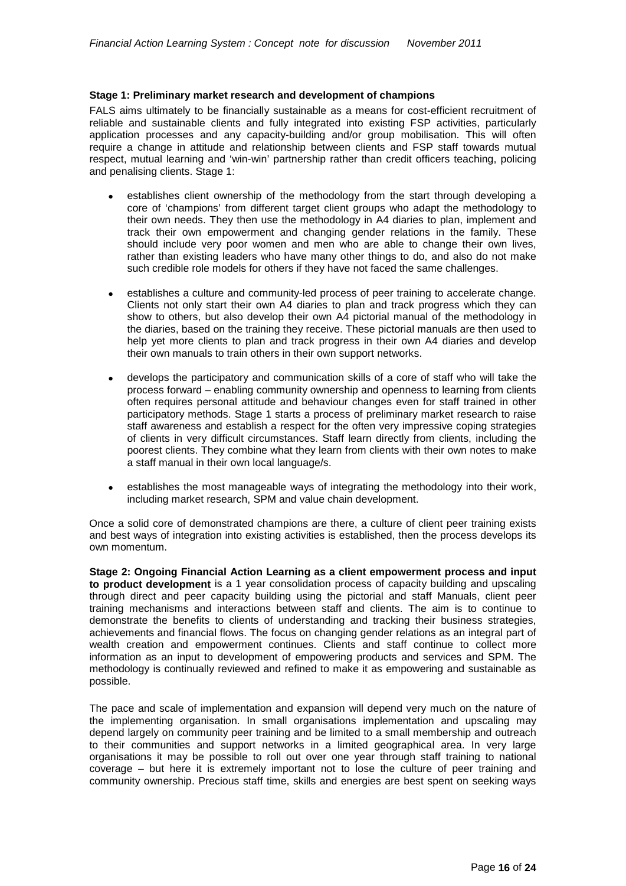**Stage 1: Preliminary market research and development of champions**

FALS aims ultimately to be financially sustainable as a means for cost-efficient recruitment of reliable and sustainable clients and fully integrated into existing FSP activities, particularly application processes and any capacity-building and/or group mobilisation. This will often require a change in attitude and relationship between clients and FSP staff towards mutual respect, mutual learning and 'win-win' partnership rather than credit officers teaching, policing and penalising clients. Stage 1:

- establishes client ownership of the methodology from the start through developing a core of 'champions' from different target client groups who adapt the methodology to their own needs. They then use the methodology in A4 diaries to plan, implement and track their own empowerment and changing gender relations in the family. These should include very poor women and men who are able to change their own lives, rather than existing leaders who have many other things to do, and also do not make such credible role models for others if they have not faced the same challenges.

- establishes a culture and community-led process of peer training to accelerate change. Clients not only start their own A4 diaries to plan and track progress which they can show to others, but also develop their own A4 pictorial manual of the methodology in the diaries, based on the training they receive. These pictorial manuals are then used to help yet more clients to plan and track progress in their own A4 diaries and develop their own manuals to train others in their own support networks.

- develops the participatory and communication skills of a core of staff who will take the process forward – enabling community ownership and openness to learning from clients often requires personal attitude and behaviour changes even for staff trained in other participatory methods. Stage 1 starts a process of preliminary market research to raise staff awareness and establish a respect for the often very impressive coping strategies of clients in very difficult circumstances. Staff learn directly from clients, including the poorest clients. They combine what they learn from clients with their own notes to make a staff manual in their own local language/s.

- establishes the most manageable ways of integrating the methodology into their work, including market research, SPM and value chain development.

Once a solid core of demonstrated champions are there, a culture of client peer training exists and best ways of integration into existing activities is established, then the process develops its own momentum.

**Stage 2: Ongoing Financial Action Learning as a client empowerment process and input to product development** is a 1 year consolidation process of capacity building and upscaling through direct and peer capacity building using the pictorial and staff Manuals, client peer training mechanisms and interactions between staff and clients. The aim is to continue to demonstrate the benefits to clients of understanding and tracking their business strategies, achievements and financial flows. The focus on changing gender relations as an integral part of wealth creation and empowerment continues. Clients and staff continue to collect more information as an input to development of empowering products and services and SPM. The methodology is continually reviewed and refined to make it as empowering and sustainable as possible.

The pace and scale of implementation and expansion will depend very much on the nature of the implementing organisation. In small organisations implementation and upscaling may depend largely on community peer training and be limited to a small membership and outreach to their communities and support networks in a limited geographical area. In very large organisations it may be possible to roll out over one year through staff training to national coverage – but here it is extremely important not to lose the culture of peer training and community ownership. Precious staff time, skills and energies are best spent on seeking ways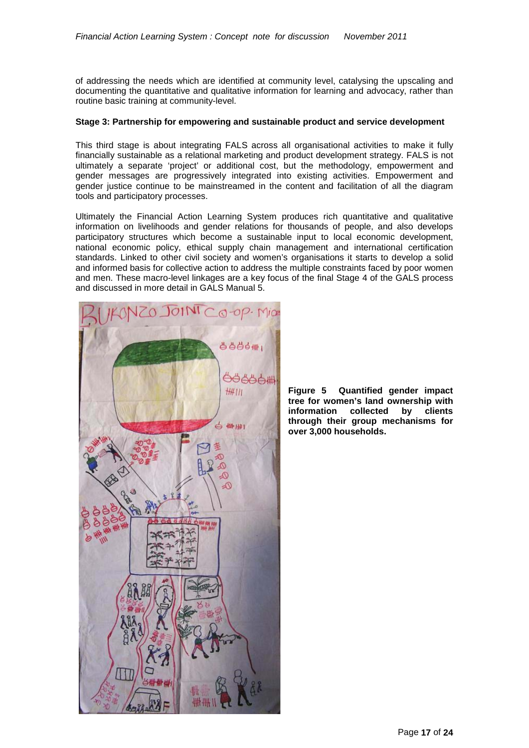of addressing the needs which are identified at community level, catalysing the upscaling and documenting the quantitative and qualitative information for learning and advocacy, rather than routine basic training at community-level.

**Stage 3: Partnership for empowering and sustainable product and service development**

This third stage is about integrating FALS across all organisational activities to make it fully financially sustainable as a relational marketing and product development strategy. FALS is not ultimately a separate 'project' or additional cost, but the methodology, empowerment and gender messages are progressively integrated into existing activities. Empowerment and gender justice continue to be mainstreamed in the content and facilitation of all the diagram tools and participatory processes.

Ultimately the Financial Action Learning System produces rich quantitative and qualitative information on livelihoods and gender relations for thousands of people, and also develops participatory structures which become a sustainable input to local economic development, national economic policy, ethical supply chain management and international certification standards. Linked to other civil society and women's organisations it starts to develop a solid and informed basis for collective action to address the multiple constraints faced by poor women and men. These macro-level linkages are a key focus of the final Stage 4 of the GALS process and discussed in more detail in GALS Manual 5.

**Figure 5 Quantified gender impact tree for women's land ownership with information collected by clients through their group mechanisms for over 3,000 households.**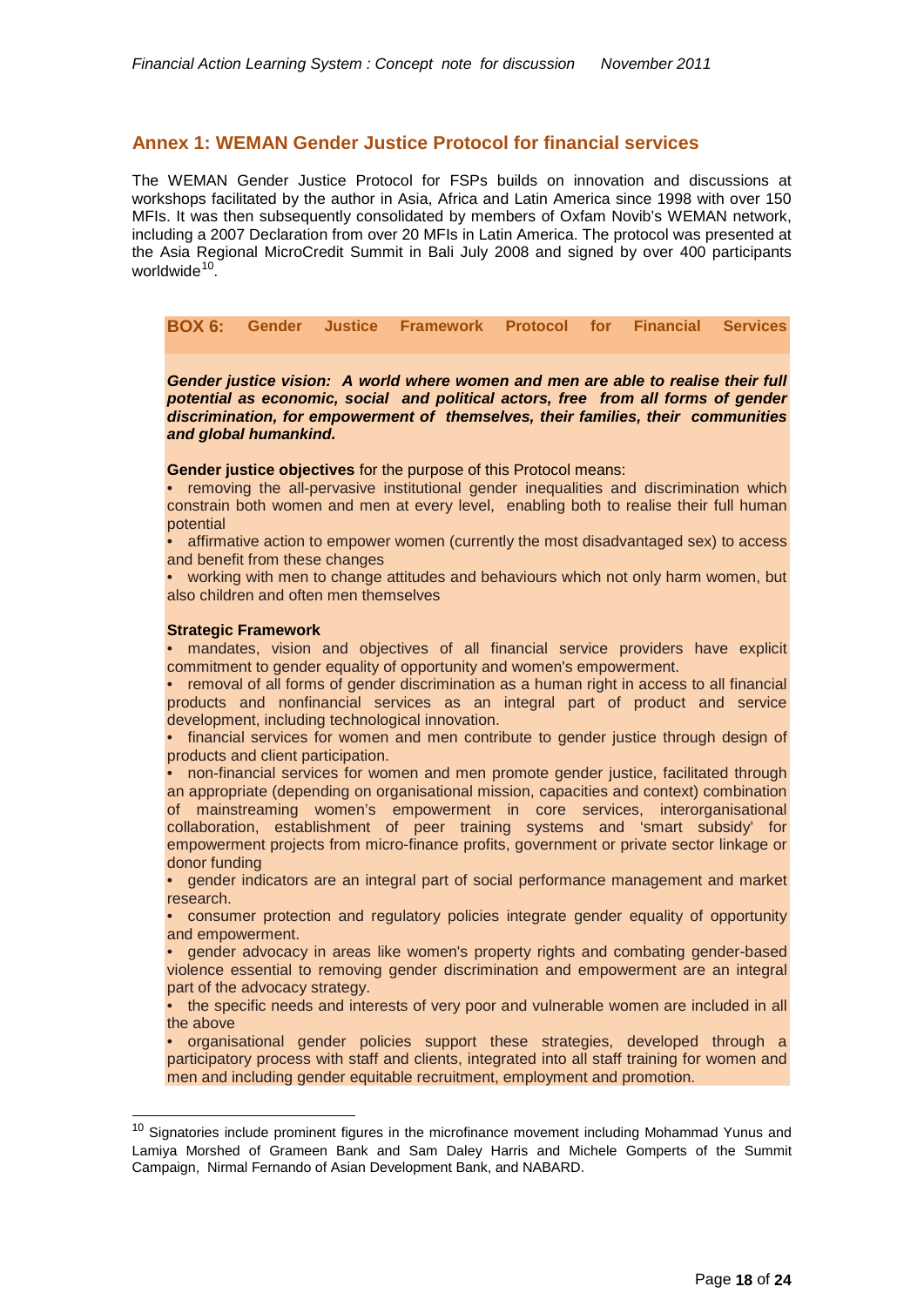## Annex 1: WEMAN Gender Justice Protocol for financial services

The WEMAN Gender Justice Protocol for FSPs builds on innovation and discussions at workshops facilitated by the author in Asia, Africa and Latin America since 1998 with over 150 MFIs. It was then subsequently consolidated by members of Oxfam Novib's WEMAN network, including a 2007 Declaration from over 20 MFIs in Latin America. The protocol was presented at the Asia Regional MicroCredit Summit in Bali July 2008 and signed by over 400 participants worldwide[10].

**BOX 6: Gender Justice Framework Protocol for Financial Services**

***Gender justice vision: A world where women and men are able to realise their full potential as economic, social and political actors, free from all forms of gender discrimination, for empowerment of themselves, their families, their communities and global humankind.***

**Gender justice objectives** for the purpose of this Protocol means:

- removing the all-pervasive institutional gender inequalities and discrimination which constrain both women and men at every level, enabling both to realise their full human potential
- affirmative action to empower women (currently the most disadvantaged sex) to access and benefit from these changes
- working with men to change attitudes and behaviours which not only harm women, but also children and often men themselves

**Strategic Framework**

- mandates, vision and objectives of all financial service providers have explicit commitment to gender equality of opportunity and women's empowerment.
- removal of all forms of gender discrimination as a human right in access to all financial products and nonfinancial services as an integral part of product and service development, including technological innovation.
- financial services for women and men contribute to gender justice through design of products and client participation.
- non-financial services for women and men promote gender justice, facilitated through an appropriate (depending on organisational mission, capacities and context) combination of mainstreaming women's empowerment in core services, interorganisational collaboration, establishment of peer training systems and 'smart subsidy' for empowerment projects from micro-finance profits, government or private sector linkage or donor funding
- gender indicators are an integral part of social performance management and market research.
- consumer protection and regulatory policies integrate gender equality of opportunity and empowerment.
- gender advocacy in areas like women's property rights and combating gender-based violence essential to removing gender discrimination and empowerment are an integral part of the advocacy strategy.
- the specific needs and interests of very poor and vulnerable women are included in all the above
- organisational gender policies support these strategies, developed through a participatory process with staff and clients, integrated into all staff training for women and men and including gender equitable recruitment, employment and promotion.

[10] Signatories include prominent figures in the microfinance movement including Mohammad Yunus and Lamiya Morshed of Grameen Bank and Sam Daley Harris and Michele Gomperts of the Summit Campaign, Nirmal Fernando of Asian Development Bank, and NABARD.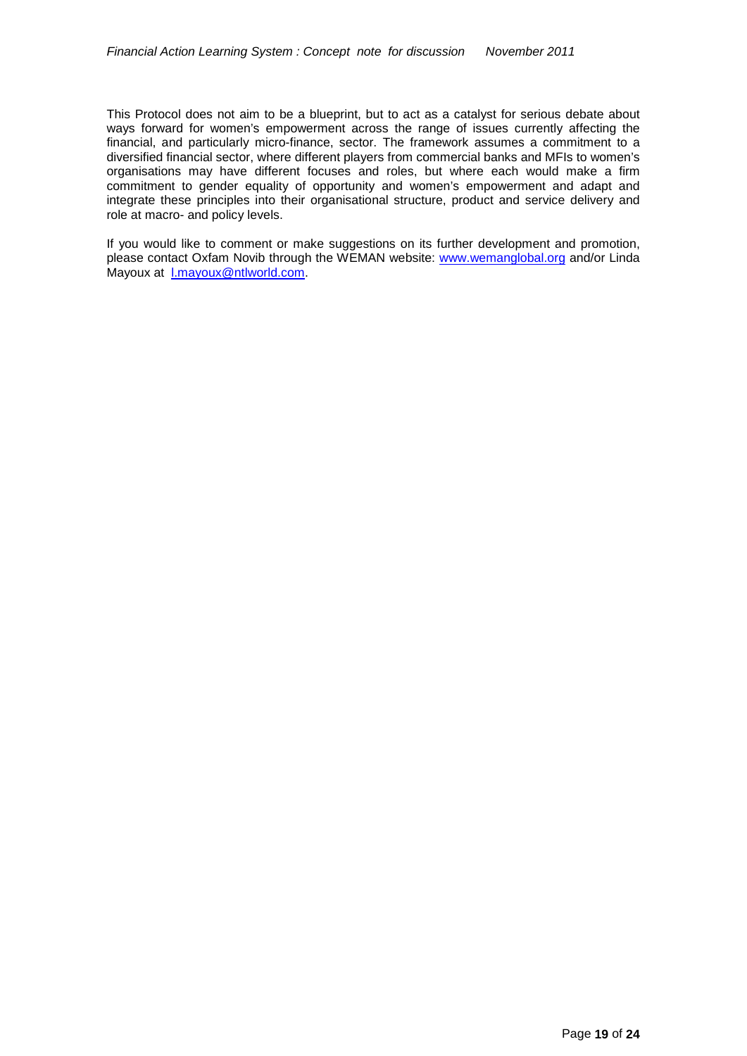This Protocol does not aim to be a blueprint, but to act as a catalyst for serious debate about ways forward for women's empowerment across the range of issues currently affecting the financial, and particularly micro-finance, sector. The framework assumes a commitment to a diversified financial sector, where different players from commercial banks and MFIs to women's organisations may have different focuses and roles, but where each would make a firm commitment to gender equality of opportunity and women's empowerment and adapt and integrate these principles into their organisational structure, product and service delivery and role at macro- and policy levels.

If you would like to comment or make suggestions on its further development and promotion, please contact Oxfam Novib through the WEMAN website: [www.wemanglobal.org](http://www.wemanglobal.org) and/or Linda Mayoux at [l.mayoux@ntlworld.com](mailto:l.mayoux@ntlworld.com).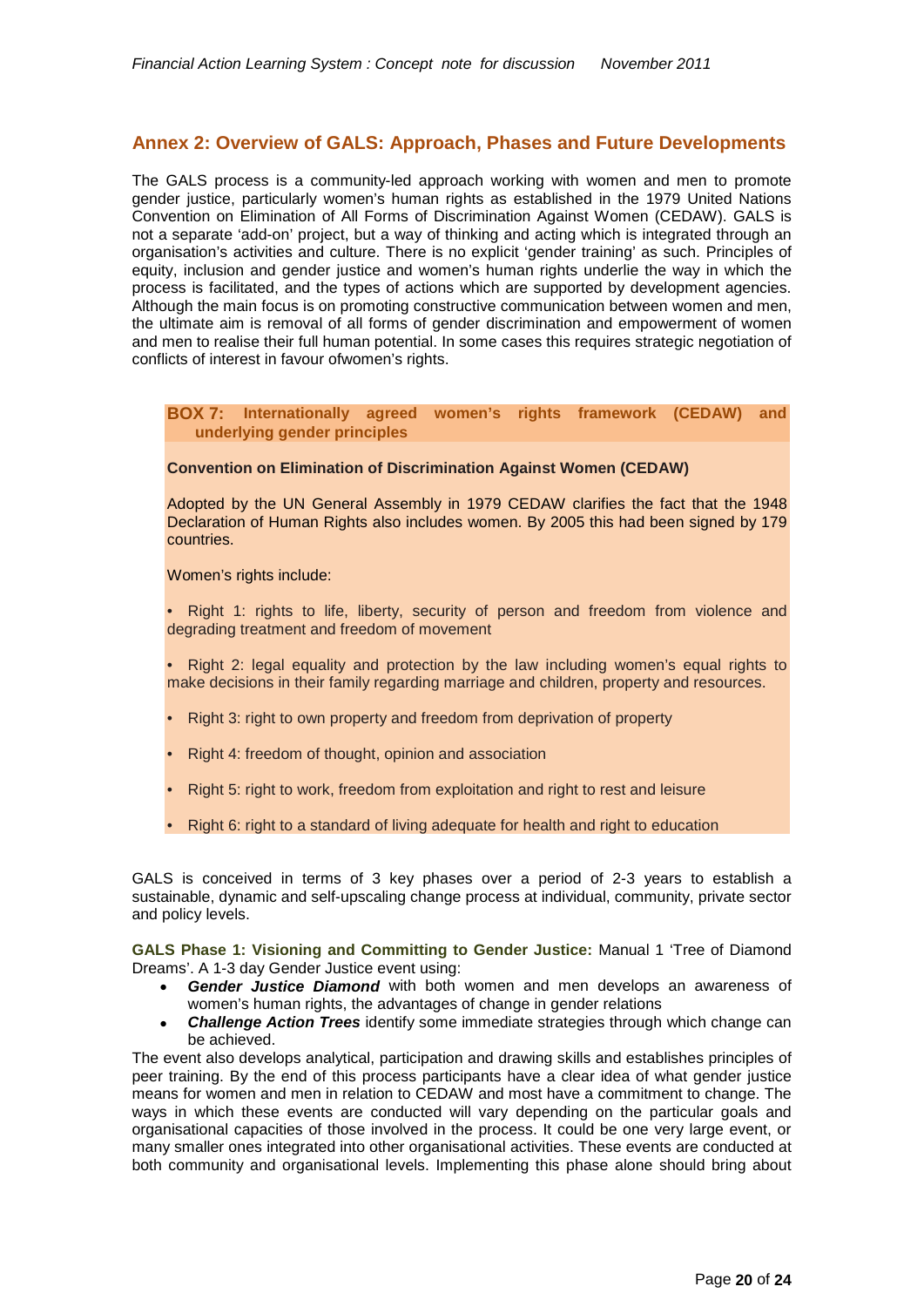## Annex 2: Overview of GALS: Approach, Phases and Future Developments

The GALS process is a community-led approach working with women and men to promote gender justice, particularly women's human rights as established in the 1979 United Nations Convention on Elimination of All Forms of Discrimination Against Women (CEDAW). GALS is not a separate 'add-on' project, but a way of thinking and acting which is integrated through an organisation's activities and culture. There is no explicit 'gender training' as such. Principles of equity, inclusion and gender justice and women's human rights underlie the way in which the process is facilitated, and the types of actions which are supported by development agencies. Although the main focus is on promoting constructive communication between women and men, the ultimate aim is removal of all forms of gender discrimination and empowerment of women and men to realise their full human potential. In some cases this requires strategic negotiation of conflicts of interest in favour ofwomen's rights.

> **BOX 7: Internationally agreed women's rights framework (CEDAW) and underlying gender principles**
>
> **Convention on Elimination of Discrimination Against Women (CEDAW)**
>
> Adopted by the UN General Assembly in 1979 CEDAW clarifies the fact that the 1948 Declaration of Human Rights also includes women. By 2005 this had been signed by 179 countries.
>
> Women's rights include:
>
> - Right 1: rights to life, liberty, security of person and freedom from violence and degrading treatment and freedom of movement
> - Right 2: legal equality and protection by the law including women's equal rights to make decisions in their family regarding marriage and children, property and resources.
> - Right 3: right to own property and freedom from deprivation of property
> - Right 4: freedom of thought, opinion and association
> - Right 5: right to work, freedom from exploitation and right to rest and leisure
> - Right 6: right to a standard of living adequate for health and right to education

GALS is conceived in terms of 3 key phases over a period of 2-3 years to establish a sustainable, dynamic and self-upscaling change process at individual, community, private sector and policy levels.

**GALS Phase 1: Visioning and Committing to Gender Justice:** Manual 1 'Tree of Diamond Dreams'. A 1-3 day Gender Justice event using:

- ***Gender Justice Diamond*** with both women and men develops an awareness of women's human rights, the advantages of change in gender relations
- ***Challenge Action Trees*** identify some immediate strategies through which change can be achieved.

The event also develops analytical, participation and drawing skills and establishes principles of peer training. By the end of this process participants have a clear idea of what gender justice means for women and men in relation to CEDAW and most have a commitment to change. The ways in which these events are conducted will vary depending on the particular goals and organisational capacities of those involved in the process. It could be one very large event, or many smaller ones integrated into other organisational activities. These events are conducted at both community and organisational levels. Implementing this phase alone should bring about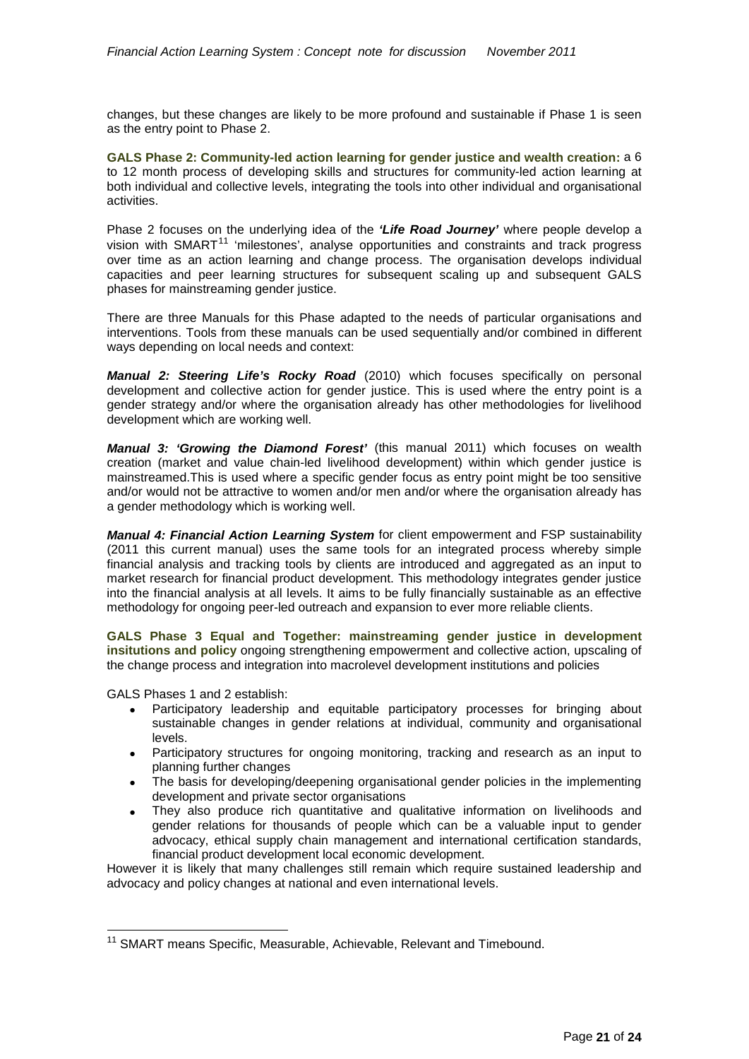changes, but these changes are likely to be more profound and sustainable if Phase 1 is seen as the entry point to Phase 2.

**GALS Phase 2: Community-led action learning for gender justice and wealth creation:** a 6 to 12 month process of developing skills and structures for community-led action learning at both individual and collective levels, integrating the tools into other individual and organisational activities.

Phase 2 focuses on the underlying idea of the ***'Life Road Journey'*** where people develop a vision with SMART[11] 'milestones', analyse opportunities and constraints and track progress over time as an action learning and change process. The organisation develops individual capacities and peer learning structures for subsequent scaling up and subsequent GALS phases for mainstreaming gender justice.

There are three Manuals for this Phase adapted to the needs of particular organisations and interventions. Tools from these manuals can be used sequentially and/or combined in different ways depending on local needs and context:

***Manual 2: Steering Life's Rocky Road*** (2010) which focuses specifically on personal development and collective action for gender justice. This is used where the entry point is a gender strategy and/or where the organisation already has other methodologies for livelihood development which are working well.

***Manual 3: 'Growing the Diamond Forest'*** (this manual 2011) which focuses on wealth creation (market and value chain-led livelihood development) within which gender justice is mainstreamed.This is used where a specific gender focus as entry point might be too sensitive and/or would not be attractive to women and/or men and/or where the organisation already has a gender methodology which is working well.

***Manual 4: Financial Action Learning System*** for client empowerment and FSP sustainability (2011 this current manual) uses the same tools for an integrated process whereby simple financial analysis and tracking tools by clients are introduced and aggregated as an input to market research for financial product development. This methodology integrates gender justice into the financial analysis at all levels. It aims to be fully financially sustainable as an effective methodology for ongoing peer-led outreach and expansion to ever more reliable clients.

**GALS Phase 3 Equal and Together: mainstreaming gender justice in development insitutions and policy** ongoing strengthening empowerment and collective action, upscaling of the change process and integration into macrolevel development institutions and policies

GALS Phases 1 and 2 establish:

- Participatory leadership and equitable participatory processes for bringing about sustainable changes in gender relations at individual, community and organisational levels.
- Participatory structures for ongoing monitoring, tracking and research as an input to planning further changes
- The basis for developing/deepening organisational gender policies in the implementing development and private sector organisations
- They also produce rich quantitative and qualitative information on livelihoods and gender relations for thousands of people which can be a valuable input to gender advocacy, ethical supply chain management and international certification standards, financial product development local economic development.

However it is likely that many challenges still remain which require sustained leadership and advocacy and policy changes at national and even international levels.

---

[11] SMART means Specific, Measurable, Achievable, Relevant and Timebound.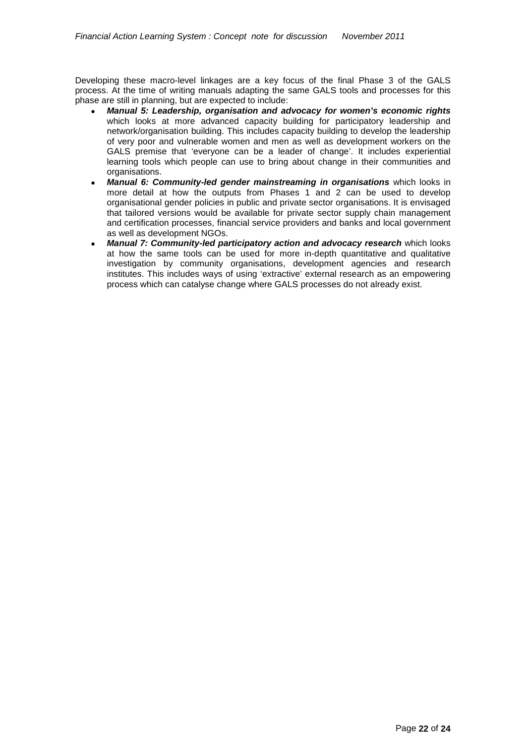Developing these macro-level linkages are a key focus of the final Phase 3 of the GALS process. At the time of writing manuals adapting the same GALS tools and processes for this phase are still in planning, but are expected to include:

- ***Manual 5: Leadership, organisation and advocacy for women's economic rights*** which looks at more advanced capacity building for participatory leadership and network/organisation building. This includes capacity building to develop the leadership of very poor and vulnerable women and men as well as development workers on the GALS premise that 'everyone can be a leader of change'. It includes experiential learning tools which people can use to bring about change in their communities and organisations.
- ***Manual 6: Community-led gender mainstreaming in organisations*** which looks in more detail at how the outputs from Phases 1 and 2 can be used to develop organisational gender policies in public and private sector organisations. It is envisaged that tailored versions would be available for private sector supply chain management and certification processes, financial service providers and banks and local government as well as development NGOs.
- ***Manual 7: Community-led participatory action and advocacy research*** which looks at how the same tools can be used for more in-depth quantitative and qualitative investigation by community organisations, development agencies and research institutes. This includes ways of using 'extractive' external research as an empowering process which can catalyse change where GALS processes do not already exist.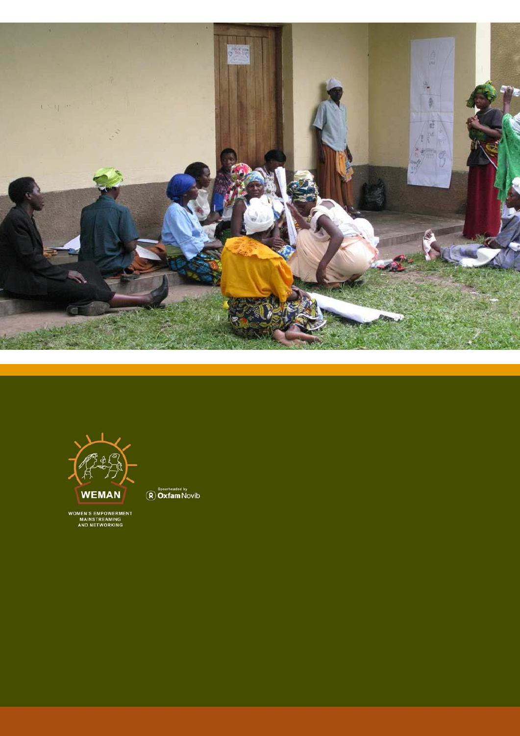WEMAN

WOMEN'S EMPOWERMENT MAINSTREAMING AND NETWORKING

Spearheaded by

Oxfam Novib